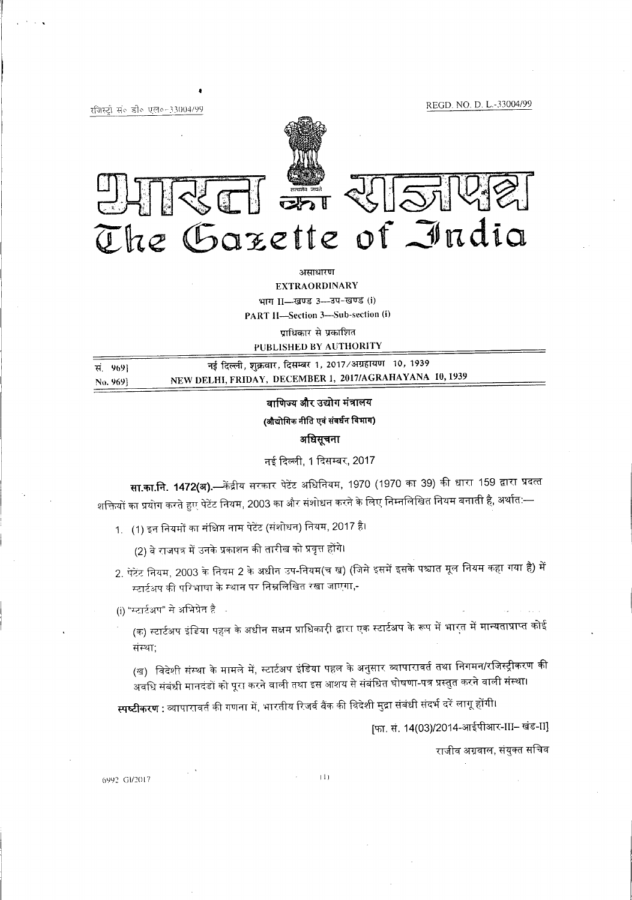रजिस्ट्री सं० डी० एल०-33004/99 REGD. NO. D. L.-33004/99

# भारत का राजपत्र
# The Gazette of India

असाधारण
**EXTRAORDINARY**

भाग II—खण्ड 3—उप-खण्ड (i)
**PART II—Section 3—Sub-section (i)**

प्राधिकार से प्रकाशित
**PUBLISHED BY AUTHORITY**

| | |
|---|---|
| सं. 969] | नई दिल्ली, शुक्रवार, दिसम्बर 1, 2017/अग्रहायण 10, 1939 |
| No. 969] | NEW DELHI, FRIDAY, DECEMBER 1, 2017/AGRAHAYANA 10, 1939 |

## वाणिज्य और उद्योग मंत्रालय

### (औद्योगिक नीति एवं संवर्धन विभाग)

### अधिसूचना

नई दिल्ली, 1 दिसम्बर, 2017

**सा.का.नि. 1472(अ).**—केंद्रीय सरकार पेटेंट अधिनियम, 1970 (1970 का 39) की धारा 159 द्वारा प्रदत्त शक्तियों का प्रयोग करते हुए पेटेंट नियम, 2003 का और संशोधन करने के लिए निम्नलिखित नियम बनाती है, अर्थात:—

1. (1) इन नियमों का संक्षिप्त नाम पेटेंट (संशोधन) नियम, 2017 है।

   (2) ये राजपत्र में उनके प्रकाशन की तारीख को प्रवृत्त होंगे।

2. पेटेंट नियम, 2003 के नियम 2 के अधीन उप-नियम(च ख) (जिसे इसमें इसके पश्चात मूल नियम कहा गया है) में स्टार्टअप की परिभाषा के स्थान पर निम्नलिखित रखा जाएगा,-

(i) "स्टार्टअप" से अभिप्रेत है -

   (क) स्टार्टअप इंडिया पहल के अधीन सक्षम प्राधिकारी द्वारा एक स्टार्टअप के रूप में भारत में मान्यताप्राप्त कोई संस्था;

   (ख) विदेशी संस्था के मामले में, स्टार्टअप इंडिया पहल के अनुसार व्यापारावर्त तथा निगमन/रजिस्ट्रीकरण की अवधि संबंधी मानदंडों को पूरा करने वाली तथा इस आशय से संबंधित घोषणा-पत्र प्रस्तुत करने वाली संस्था।

**स्पष्टीकरण :** व्यापारावर्त की गणना में, भारतीय रिजर्व बैंक की विदेशी मुद्रा संबंधी संदर्भ दरें लागू होंगी।

[फा. सं. 14(03)/2014-आईपीआर-III– खंड-II]

राजीव अग्रवाल, संयुक्त सचिव

6992 GI/2017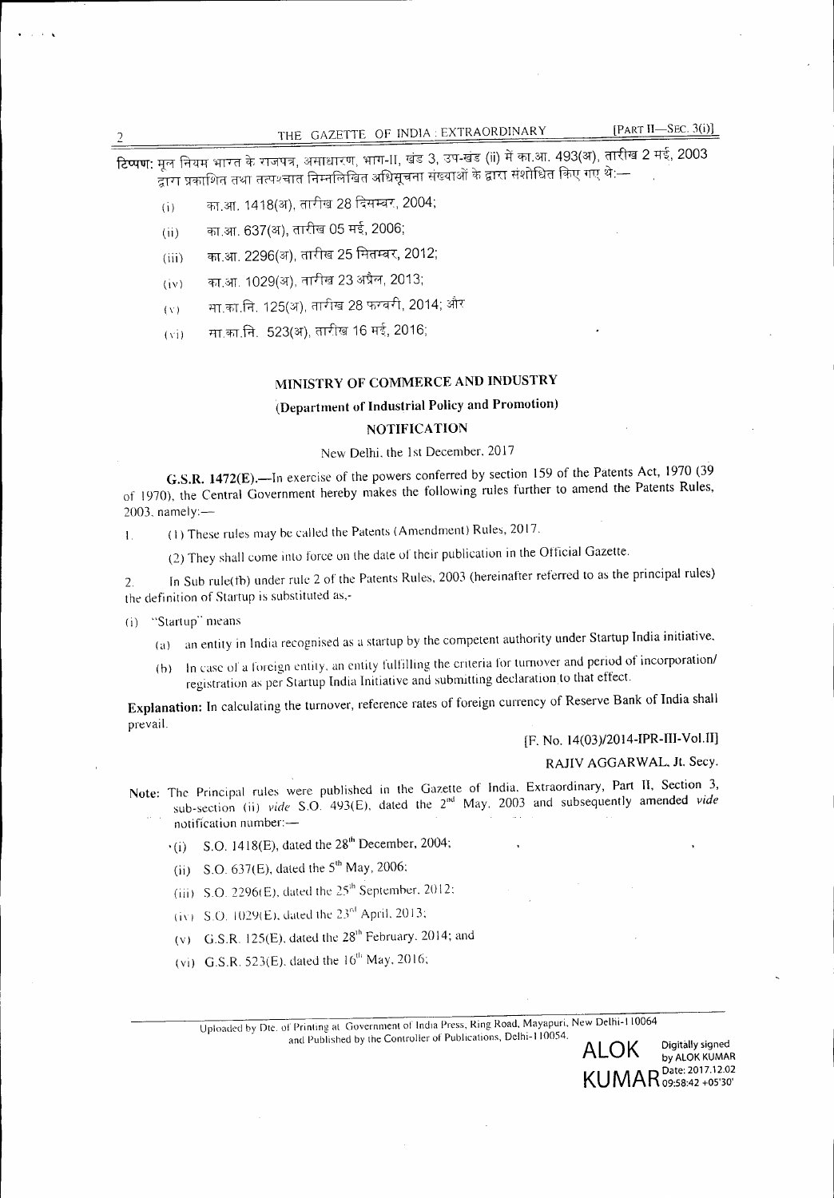**टिप्पण:** मूल नियम भारत के राजपत्र, असाधारण, भाग-II, खंड 3, उप-खंड (ii) में का.आ. 493(अ), तारीख 2 मई, 2003 द्वारा प्रकाशित तथा तत्पश्चात निम्नलिखित अधिसूचना संख्याओं के द्वारा संशोधित किए गए थे:—

(i) का.आ. 1418(अ), तारीख 28 दिसम्बर, 2004;

(ii) का.आ. 637(अ), तारीख 05 मई, 2006;

(iii) का.आ. 2296(अ), तारीख 25 सितम्बर, 2012;

(iv) का.आ. 1029(अ), तारीख 23 अप्रैल, 2013;

(v) सा.का.नि. 125(अ), तारीख 28 फरवरी, 2014; और

(vi) सा.का.नि. 523(अ), तारीख 16 मई, 2016;

## MINISTRY OF COMMERCE AND INDUSTRY

### (Department of Industrial Policy and Promotion)

### NOTIFICATION

New Delhi, the 1st December, 2017

**G.S.R. 1472(E).**—In exercise of the powers conferred by section 159 of the Patents Act, 1970 (39 of 1970), the Central Government hereby makes the following rules further to amend the Patents Rules, 2003, namely:—

1. (1) These rules may be called the Patents (Amendment) Rules, 2017.

   (2) They shall come into force on the date of their publication in the Official Gazette.

2. In Sub rule(fb) under rule 2 of the Patents Rules, 2003 (hereinafter referred to as the principal rules) the definition of Startup is substituted as,-

(i) "Startup" means

(a) an entity in India recognised as a startup by the competent authority under Startup India initiative.

(b) In case of a foreign entity, an entity fulfilling the criteria for turnover and period of incorporation/ registration as per Startup India Initiative and submitting declaration to that effect.

**Explanation:** In calculating the turnover, reference rates of foreign currency of Reserve Bank of India shall prevail.

[F. No. 14(03)/2014-IPR-III-Vol.II]

RAJIV AGGARWAL, Jt. Secy.

**Note:** The Principal rules were published in the Gazette of India, Extraordinary, Part II, Section 3, sub-section (ii) *vide* S.O. 493(E), dated the 2nd May, 2003 and subsequently amended *vide* notification number:—

(i) S.O. 1418(E), dated the 28th December, 2004;

(ii) S.O. 637(E), dated the 5th May, 2006;

(iii) S.O. 2296(E), dated the 25th September, 2012;

(iv) S.O. 1029(E), dated the 23rd April, 2013;

(v) G.S.R. 125(E), dated the 28th February, 2014; and

(vi) G.S.R. 523(E), dated the 16th May, 2016;

Uploaded by Dte. of Printing at Government of India Press, Ring Road, Mayapuri, New Delhi-110064 and Published by the Controller of Publications, Delhi-110054.

ALOK KUMAR Digitally signed by ALOK KUMAR Date: 2017.12.02 09:58:42 +05'30'